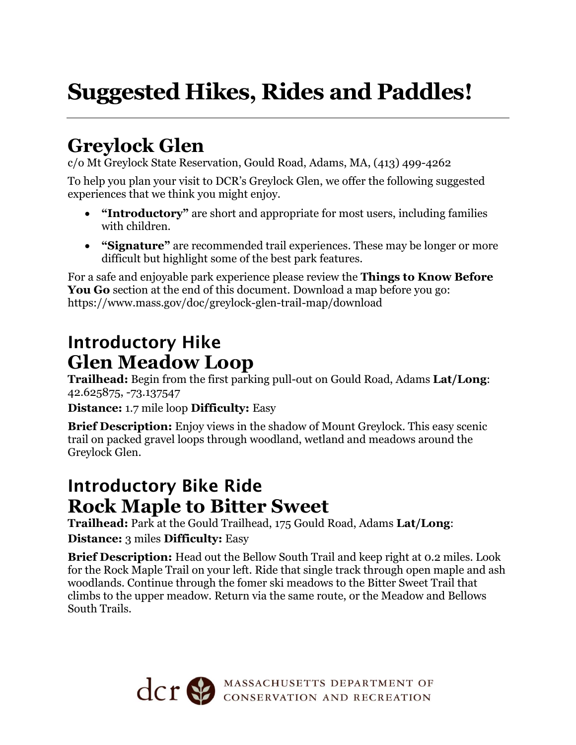# Suggested Hikes, Rides and Paddles!

## Greylock Glen

c/o Mt Greylock State Reservation, Gould Road, Adams, MA, (413) 499-4262

To help you plan your visit to DCR's Greylock Glen, we offer the following suggested experiences that we think you might enjoy.

- **"Introductory"** are short and appropriate for most users, including families with children.
- **"Signature"** are recommended trail experiences. These may be longer or more difficult but highlight some of the best park features.

For a safe and enjoyable park experience please review the **Things to Know Before You Go** section at the end of this document. Download a map before you go: https://www.mass.gov/doc/greylock-glen-trail-map/download

### Introductory Hike

## Glen Meadow Loop

**Trailhead:** Begin from the first parking pull-out on Gould Road, Adams **Lat/Long**: 42.625875, -73.137547

**Distance:** 1.7 mile loop **Difficulty:** Easy

**Brief Description:** Enjoy views in the shadow of Mount Greylock. This easy scenic trail on packed gravel loops through woodland, wetland and meadows around the Greylock Glen.

### Introductory Bike Ride

## Rock Maple to Bitter Sweet

**Trailhead:** Park at the Gould Trailhead, 175 Gould Road, Adams **Lat/Long**:

**Distance:** 3 miles **Difficulty:** Easy

**Brief Description:** Head out the Bellow South Trail and keep right at 0.2 miles. Look for the Rock Maple Trail on your left. Ride that single track through open maple and ash woodlands. Continue through the fomer ski meadows to the Bitter Sweet Trail that climbs to the upper meadow. Return via the same route, or the Meadow and Bellows South Trails.

dcr MASSACHUSETTS DEPARTMENT OF CONSERVATION AND RECREATION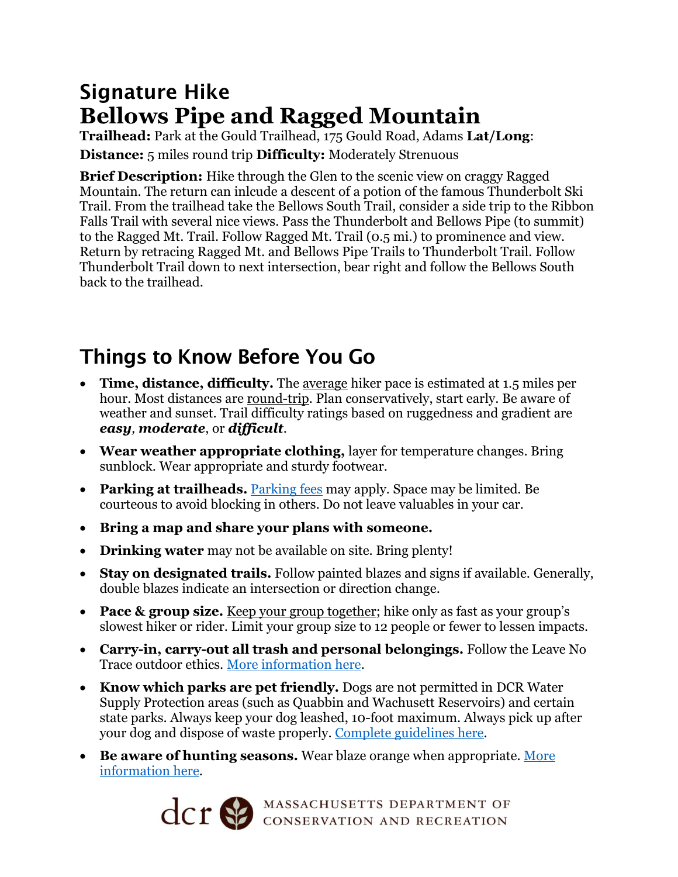# Signature Hike
# Bellows Pipe and Ragged Mountain

**Trailhead:** Park at the Gould Trailhead, 175 Gould Road, Adams **Lat/Long**:
**Distance:** 5 miles round trip **Difficulty:** Moderately Strenuous

**Brief Description:** Hike through the Glen to the scenic view on craggy Ragged Mountain. The return can inlcude a descent of a potion of the famous Thunderbolt Ski Trail. From the trailhead take the Bellows South Trail, consider a side trip to the Ribbon Falls Trail with several nice views. Pass the Thunderbolt and Bellows Pipe (to summit) to the Ragged Mt. Trail. Follow Ragged Mt. Trail (0.5 mi.) to prominence and view. Return by retracing Ragged Mt. and Bellows Pipe Trails to Thunderbolt Trail. Follow Thunderbolt Trail down to next intersection, bear right and follow the Bellows South back to the trailhead.

## Things to Know Before You Go

- **Time, distance, difficulty.** The average hiker pace is estimated at 1.5 miles per hour. Most distances are round-trip. Plan conservatively, start early. Be aware of weather and sunset. Trail difficulty ratings based on ruggedness and gradient are ***easy***, ***moderate***, or ***difficult***.
- **Wear weather appropriate clothing,** layer for temperature changes. Bring sunblock. Wear appropriate and sturdy footwear.
- **Parking at trailheads.** Parking fees may apply. Space may be limited. Be courteous to avoid blocking in others. Do not leave valuables in your car.
- **Bring a map and share your plans with someone.**
- **Drinking water** may not be available on site. Bring plenty!
- **Stay on designated trails.** Follow painted blazes and signs if available. Generally, double blazes indicate an intersection or direction change.
- **Pace & group size.** Keep your group together; hike only as fast as your group's slowest hiker or rider. Limit your group size to 12 people or fewer to lessen impacts.
- **Carry-in, carry-out all trash and personal belongings.** Follow the Leave No Trace outdoor ethics. More information here.
- **Know which parks are pet friendly.** Dogs are not permitted in DCR Water Supply Protection areas (such as Quabbin and Wachusett Reservoirs) and certain state parks. Always keep your dog leashed, 10-foot maximum. Always pick up after your dog and dispose of waste properly. Complete guidelines here.
- **Be aware of hunting seasons.** Wear blaze orange when appropriate. More information here.

dcr MASSACHUSETTS DEPARTMENT OF CONSERVATION AND RECREATION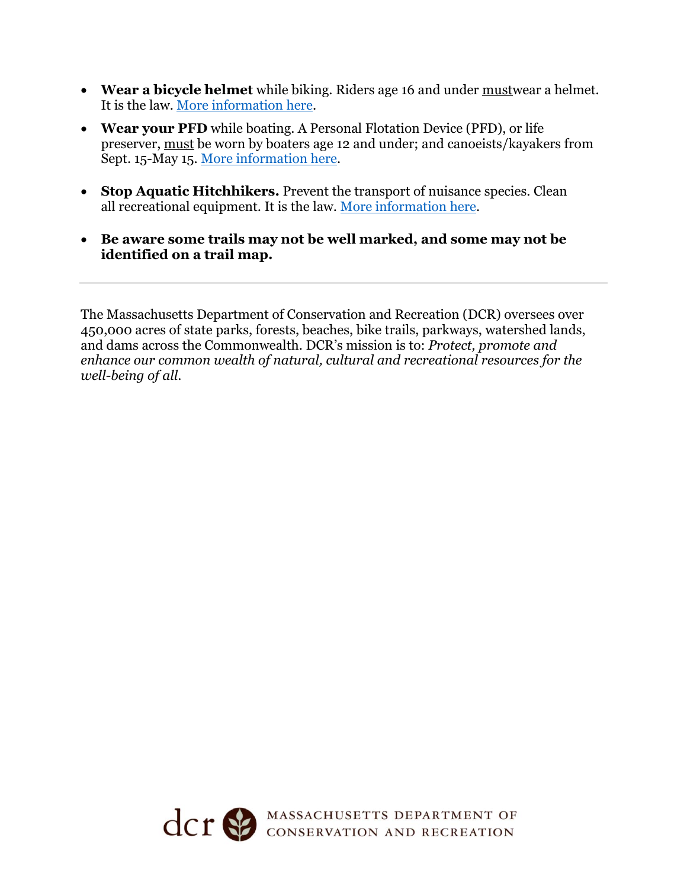- **Wear a bicycle helmet** while biking. Riders age 16 and under mustwear a helmet. It is the law. More information here.
- **Wear your PFD** while boating. A Personal Flotation Device (PFD), or life preserver, must be worn by boaters age 12 and under; and canoeists/kayakers from Sept. 15-May 15. More information here.
- **Stop Aquatic Hitchhikers.** Prevent the transport of nuisance species. Clean all recreational equipment. It is the law. More information here.
- **Be aware some trails may not be well marked, and some may not be identified on a trail map.**

---

The Massachusetts Department of Conservation and Recreation (DCR) oversees over 450,000 acres of state parks, forests, beaches, bike trails, parkways, watershed lands, and dams across the Commonwealth. DCR's mission is to: *Protect, promote and enhance our common wealth of natural, cultural and recreational resources for the well-being of all.*

dcr MASSACHUSETTS DEPARTMENT OF CONSERVATION AND RECREATION